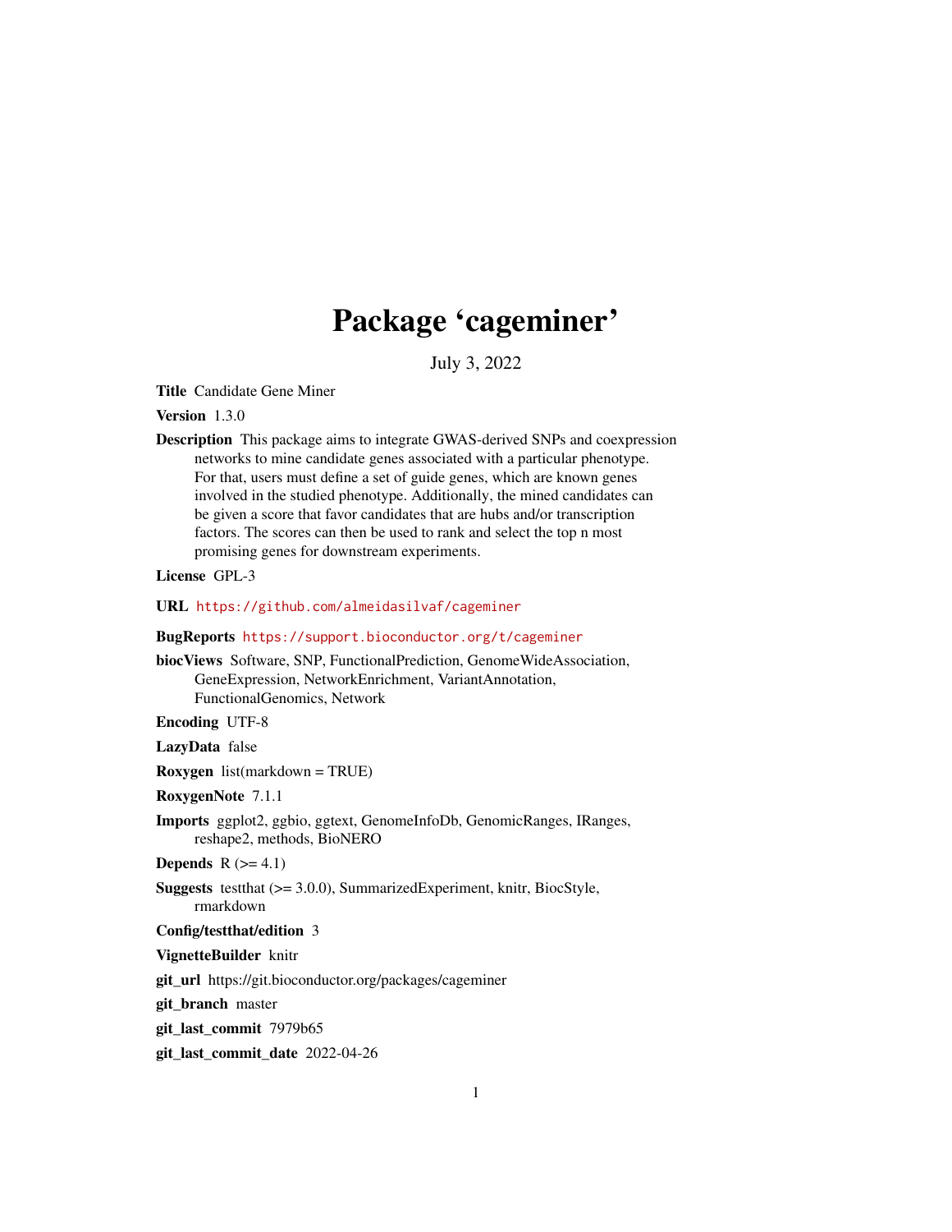# Package 'cageminer'

July 3, 2022

**Title** Candidate Gene Miner

**Version** 1.3.0

**Description** This package aims to integrate GWAS-derived SNPs and coexpression networks to mine candidate genes associated with a particular phenotype. For that, users must define a set of guide genes, which are known genes involved in the studied phenotype. Additionally, the mined candidates can be given a score that favor candidates that are hubs and/or transcription factors. The scores can then be used to rank and select the top n most promising genes for downstream experiments.

**License** GPL-3

**URL** https://github.com/almeidasilvaf/cageminer

**BugReports** https://support.bioconductor.org/t/cageminer

**biocViews** Software, SNP, FunctionalPrediction, GenomeWideAssociation, GeneExpression, NetworkEnrichment, VariantAnnotation, FunctionalGenomics, Network

**Encoding** UTF-8

**LazyData** false

**Roxygen** list(markdown = TRUE)

**RoxygenNote** 7.1.1

**Imports** ggplot2, ggbio, ggtext, GenomeInfoDb, GenomicRanges, IRanges, reshape2, methods, BioNERO

**Depends** R (>= 4.1)

**Suggests** testthat (>= 3.0.0), SummarizedExperiment, knitr, BiocStyle, rmarkdown

**Config/testthat/edition** 3

**VignetteBuilder** knitr

**git_url** https://git.bioconductor.org/packages/cageminer

**git_branch** master

**git_last_commit** 7979b65

**git_last_commit_date** 2022-04-26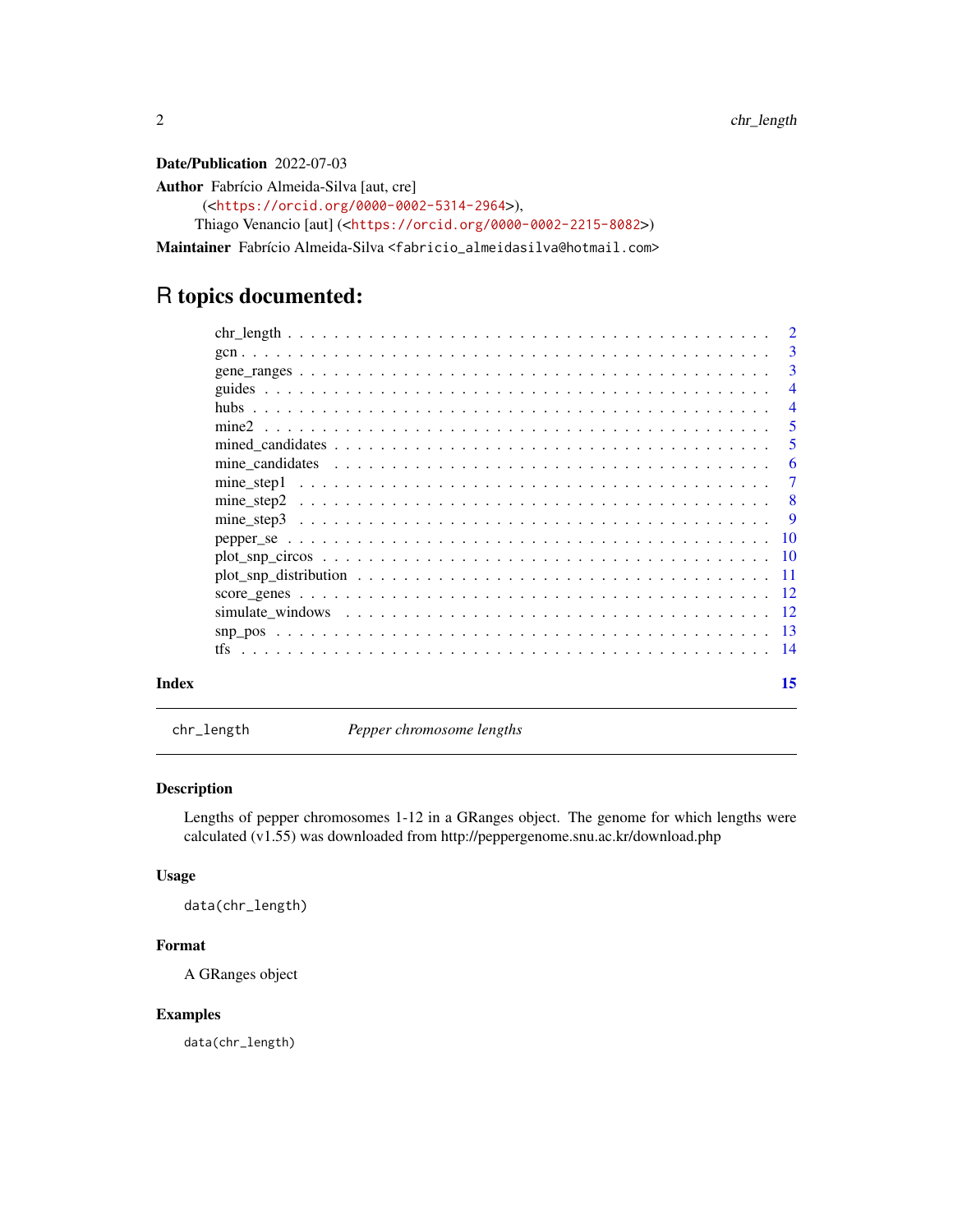**Date/Publication** 2022-07-03

**Author** Fabrício Almeida-Silva [aut, cre] (<https://orcid.org/0000-0002-5314-2964>), Thiago Venancio [aut] (<https://orcid.org/0000-0002-2215-8082>)

**Maintainer** Fabrício Almeida-Silva <fabricio_almeidasilva@hotmail.com>

# R topics documented:

| | |
|---|---|
| chr_length | 2 |
| gcn | 3 |
| gene_ranges | 3 |
| guides | 4 |
| hubs | 4 |
| mine2 | 5 |
| mined_candidates | 5 |
| mine_candidates | 6 |
| mine_step1 | 7 |
| mine_step2 | 8 |
| mine_step3 | 9 |
| pepper_se | 10 |
| plot_snp_circos | 10 |
| plot_snp_distribution | 11 |
| score_genes | 12 |
| simulate_windows | 12 |
| snp_pos | 13 |
| tfs | 14 |

**Index** **15**

---

## chr_length — *Pepper chromosome lengths*

### Description

Lengths of pepper chromosomes 1-12 in a GRanges object. The genome for which lengths were calculated (v1.55) was downloaded from http://peppergenome.snu.ac.kr/download.php

### Usage

```
data(chr_length)
```

### Format

A GRanges object

### Examples

```
data(chr_length)
```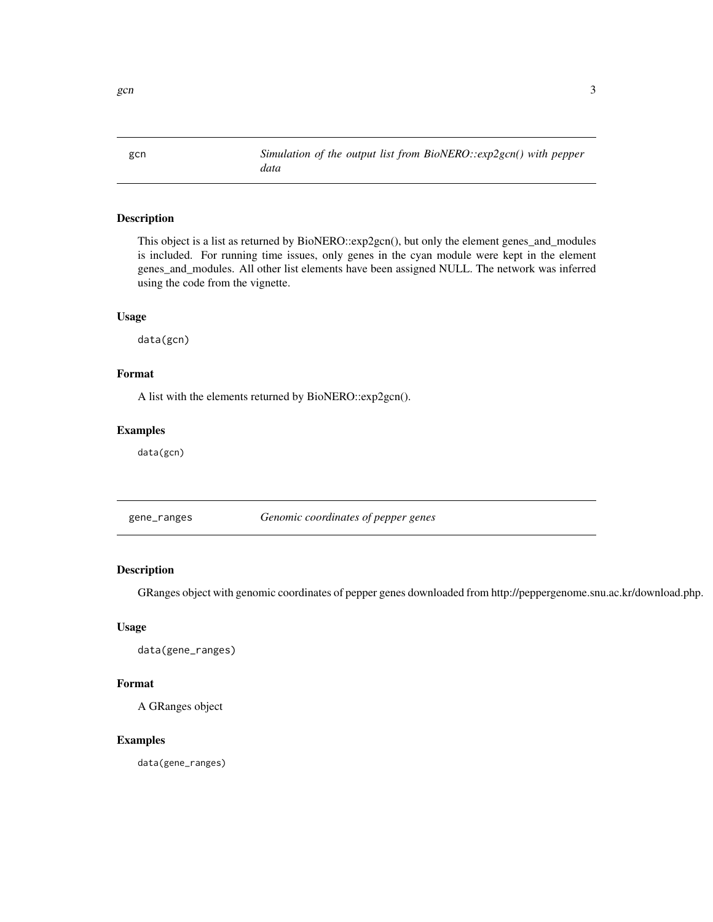## gcn — *Simulation of the output list from BioNERO::exp2gcn() with pepper data*

### Description

This object is a list as returned by BioNERO::exp2gcn(), but only the element genes_and_modules is included. For running time issues, only genes in the cyan module were kept in the element genes_and_modules. All other list elements have been assigned NULL. The network was inferred using the code from the vignette.

### Usage

```
data(gcn)
```

### Format

A list with the elements returned by BioNERO::exp2gcn().

### Examples

```
data(gcn)
```

## gene_ranges — *Genomic coordinates of pepper genes*

### Description

GRanges object with genomic coordinates of pepper genes downloaded from http://peppergenome.snu.ac.kr/download.php.

### Usage

```
data(gene_ranges)
```

### Format

A GRanges object

### Examples

```
data(gene_ranges)
```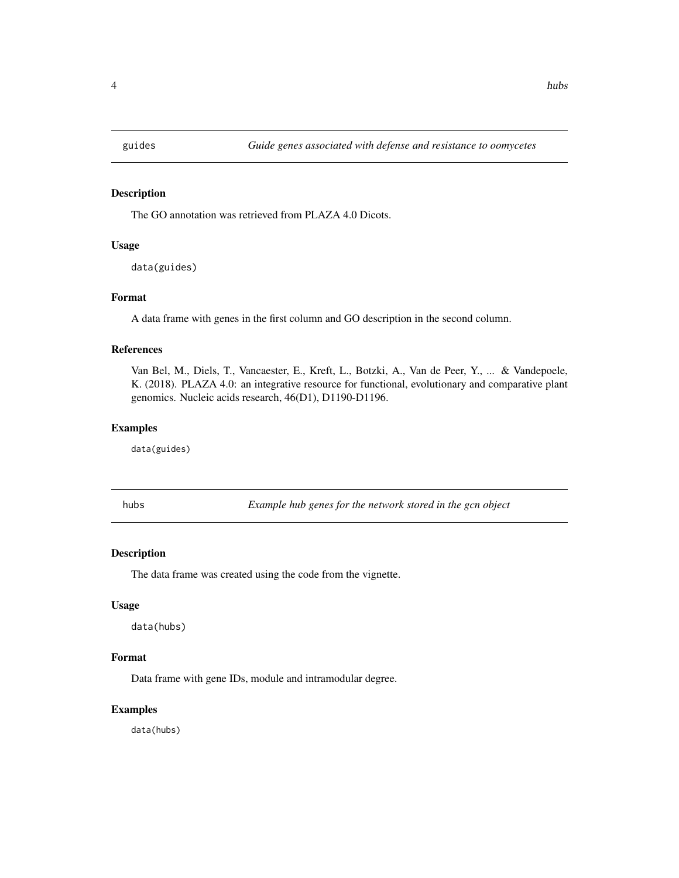## guides — *Guide genes associated with defense and resistance to oomycetes*

### Description

The GO annotation was retrieved from PLAZA 4.0 Dicots.

### Usage

```
data(guides)
```

### Format

A data frame with genes in the first column and GO description in the second column.

### References

Van Bel, M., Diels, T., Vancaester, E., Kreft, L., Botzki, A., Van de Peer, Y., ... & Vandepoele, K. (2018). PLAZA 4.0: an integrative resource for functional, evolutionary and comparative plant genomics. Nucleic acids research, 46(D1), D1190-D1196.

### Examples

```
data(guides)
```

## hubs — *Example hub genes for the network stored in the gcn object*

### Description

The data frame was created using the code from the vignette.

### Usage

```
data(hubs)
```

### Format

Data frame with gene IDs, module and intramodular degree.

### Examples

```
data(hubs)
```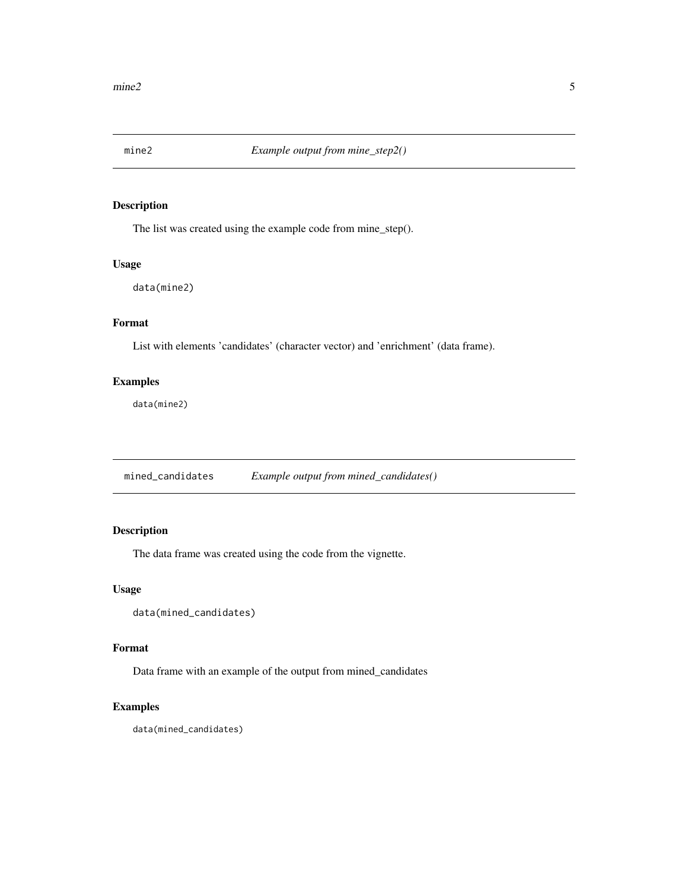## mine2 — *Example output from mine_step2()*

### Description

The list was created using the example code from mine_step().

### Usage

```
data(mine2)
```

### Format

List with elements 'candidates' (character vector) and 'enrichment' (data frame).

### Examples

```
data(mine2)
```

## mined_candidates — *Example output from mined_candidates()*

### Description

The data frame was created using the code from the vignette.

### Usage

```
data(mined_candidates)
```

### Format

Data frame with an example of the output from mined_candidates

### Examples

```
data(mined_candidates)
```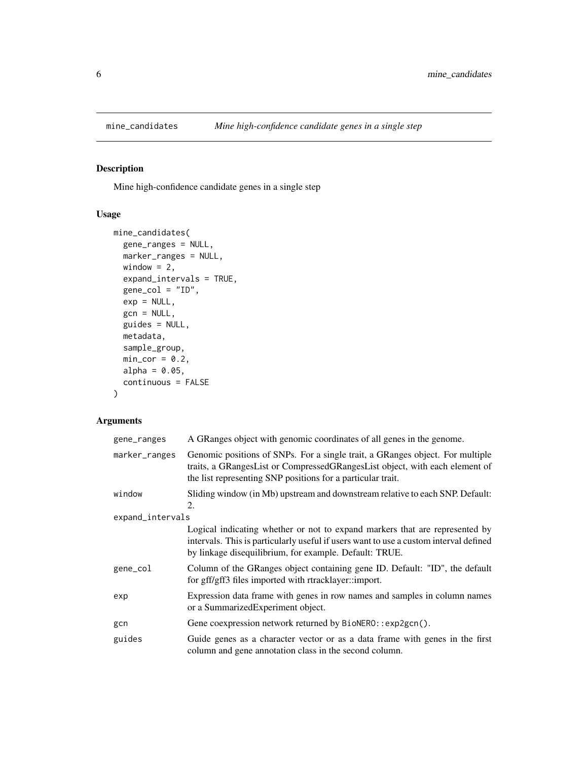## mine_candidates — *Mine high-confidence candidate genes in a single step*

### Description

Mine high-confidence candidate genes in a single step

### Usage

```
mine_candidates(
  gene_ranges = NULL,
  marker_ranges = NULL,
  window = 2,
  expand_intervals = TRUE,
  gene_col = "ID",
  exp = NULL,
  gcn = NULL,
  guides = NULL,
  metadata,
  sample_group,
  min_cor = 0.2,
  alpha = 0.05,
  continuous = FALSE
)
```

### Arguments

| Argument | Description |
| --- | --- |
| gene_ranges | A GRanges object with genomic coordinates of all genes in the genome. |
| marker_ranges | Genomic positions of SNPs. For a single trait, a GRanges object. For multiple traits, a GRangesList or CompressedGRangesList object, with each element of the list representing SNP positions for a particular trait. |
| window | Sliding window (in Mb) upstream and downstream relative to each SNP. Default: 2. |
| expand_intervals | Logical indicating whether or not to expand markers that are represented by intervals. This is particularly useful if users want to use a custom interval defined by linkage disequilibrium, for example. Default: TRUE. |
| gene_col | Column of the GRanges object containing gene ID. Default: "ID", the default for gff/gff3 files imported with rtracklayer::import. |
| exp | Expression data frame with genes in row names and samples in column names or a SummarizedExperiment object. |
| gcn | Gene coexpression network returned by `BioNERO::exp2gcn()`. |
| guides | Guide genes as a character vector or as a data frame with genes in the first column and gene annotation class in the second column. |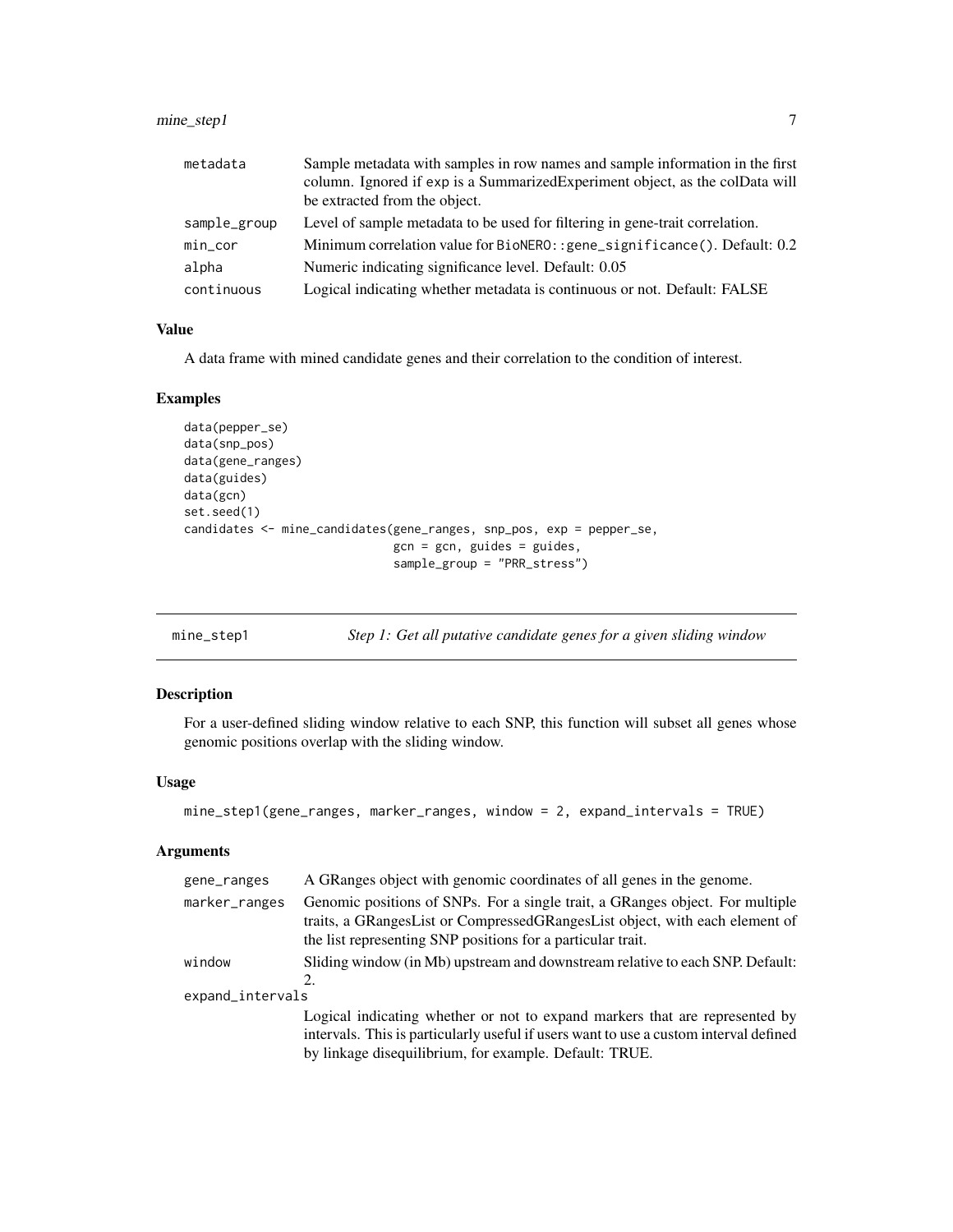| | |
|---|---|
| metadata | Sample metadata with samples in row names and sample information in the first column. Ignored if exp is a SummarizedExperiment object, as the colData will be extracted from the object. |
| sample_group | Level of sample metadata to be used for filtering in gene-trait correlation. |
| min_cor | Minimum correlation value for BioNERO::gene_significance(). Default: 0.2 |
| alpha | Numeric indicating significance level. Default: 0.05 |
| continuous | Logical indicating whether metadata is continuous or not. Default: FALSE |

### Value

A data frame with mined candidate genes and their correlation to the condition of interest.

### Examples

```
data(pepper_se)
data(snp_pos)
data(gene_ranges)
data(guides)
data(gcn)
set.seed(1)
candidates <- mine_candidates(gene_ranges, snp_pos, exp = pepper_se,
                              gcn = gcn, guides = guides,
                              sample_group = "PRR_stress")
```

---

## mine_step1 — *Step 1: Get all putative candidate genes for a given sliding window*

### Description

For a user-defined sliding window relative to each SNP, this function will subset all genes whose genomic positions overlap with the sliding window.

### Usage

```
mine_step1(gene_ranges, marker_ranges, window = 2, expand_intervals = TRUE)
```

### Arguments

| | |
|---|---|
| gene_ranges | A GRanges object with genomic coordinates of all genes in the genome. |
| marker_ranges | Genomic positions of SNPs. For a single trait, a GRanges object. For multiple traits, a GRangesList or CompressedGRangesList object, with each element of the list representing SNP positions for a particular trait. |
| window | Sliding window (in Mb) upstream and downstream relative to each SNP. Default: 2. |
| expand_intervals | Logical indicating whether or not to expand markers that are represented by intervals. This is particularly useful if users want to use a custom interval defined by linkage disequilibrium, for example. Default: TRUE. |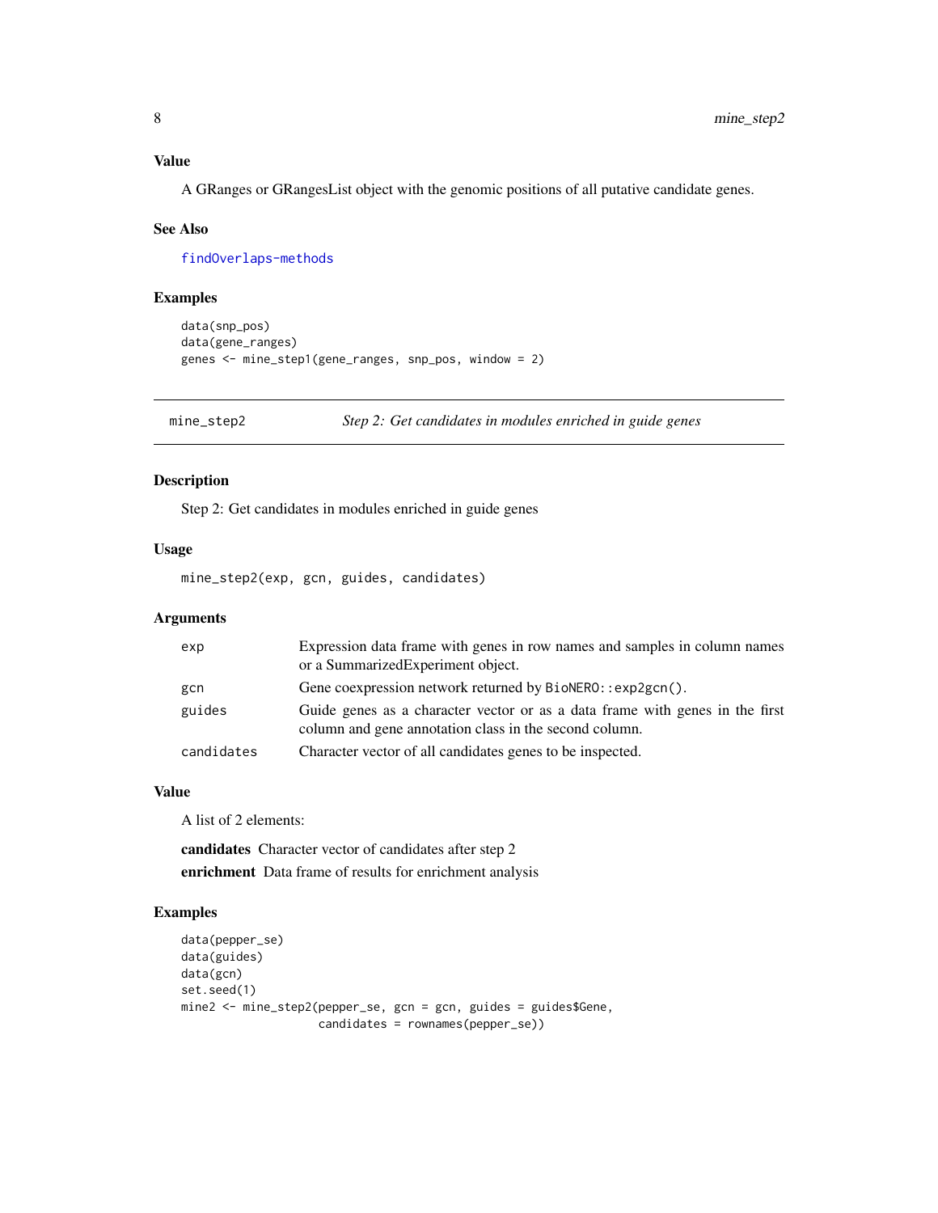## Value

A GRanges or GRangesList object with the genomic positions of all putative candidate genes.

## See Also

findOverlaps-methods

## Examples

```
data(snp_pos)
data(gene_ranges)
genes <- mine_step1(gene_ranges, snp_pos, window = 2)
```

---

# mine_step2 &nbsp;&nbsp;&nbsp; *Step 2: Get candidates in modules enriched in guide genes*

## Description

Step 2: Get candidates in modules enriched in guide genes

## Usage

```
mine_step2(exp, gcn, guides, candidates)
```

## Arguments

| | |
|---|---|
| `exp` | Expression data frame with genes in row names and samples in column names or a SummarizedExperiment object. |
| `gcn` | Gene coexpression network returned by `BioNERO::exp2gcn()`. |
| `guides` | Guide genes as a character vector or as a data frame with genes in the first column and gene annotation class in the second column. |
| `candidates` | Character vector of all candidates genes to be inspected. |

## Value

A list of 2 elements:

**candidates** Character vector of candidates after step 2

**enrichment** Data frame of results for enrichment analysis

## Examples

```
data(pepper_se)
data(guides)
data(gcn)
set.seed(1)
mine2 <- mine_step2(pepper_se, gcn = gcn, guides = guides$Gene,
                    candidates = rownames(pepper_se))
```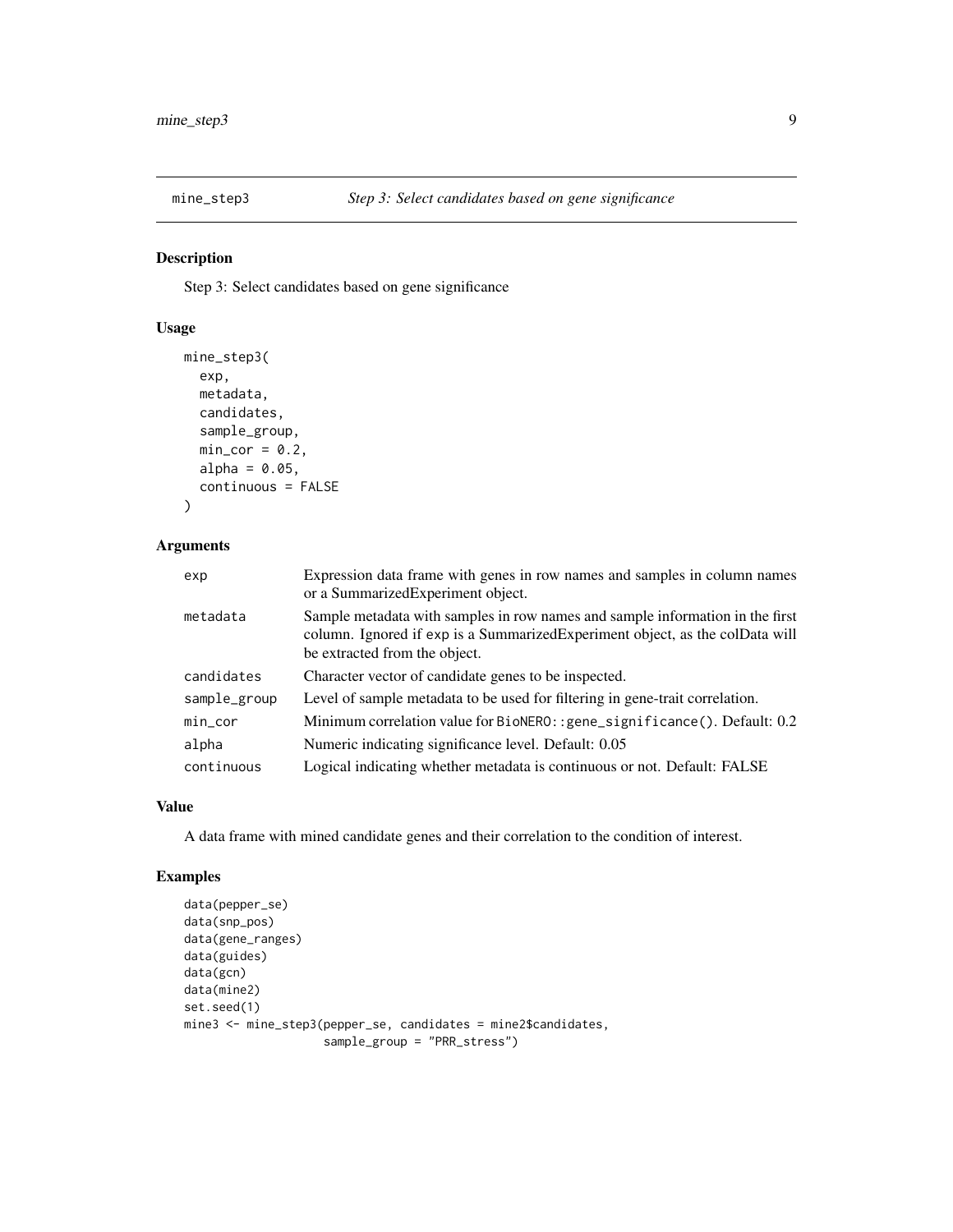## mine_step3 *Step 3: Select candidates based on gene significance*

### Description

Step 3: Select candidates based on gene significance

### Usage

```
mine_step3(
  exp,
  metadata,
  candidates,
  sample_group,
  min_cor = 0.2,
  alpha = 0.05,
  continuous = FALSE
)
```

### Arguments

| | |
|---|---|
| exp | Expression data frame with genes in row names and samples in column names or a SummarizedExperiment object. |
| metadata | Sample metadata with samples in row names and sample information in the first column. Ignored if exp is a SummarizedExperiment object, as the colData will be extracted from the object. |
| candidates | Character vector of candidate genes to be inspected. |
| sample_group | Level of sample metadata to be used for filtering in gene-trait correlation. |
| min_cor | Minimum correlation value for `BioNERO::gene_significance()`. Default: 0.2 |
| alpha | Numeric indicating significance level. Default: 0.05 |
| continuous | Logical indicating whether metadata is continuous or not. Default: FALSE |

### Value

A data frame with mined candidate genes and their correlation to the condition of interest.

### Examples

```
data(pepper_se)
data(snp_pos)
data(gene_ranges)
data(guides)
data(gcn)
data(mine2)
set.seed(1)
mine3 <- mine_step3(pepper_se, candidates = mine2$candidates,
                    sample_group = "PRR_stress")
```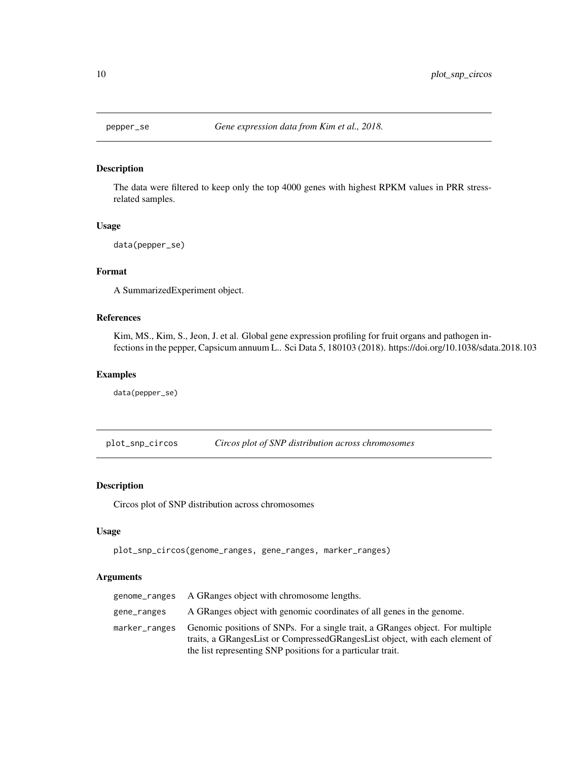## pepper_se *Gene expression data from Kim et al., 2018.*

### Description

The data were filtered to keep only the top 4000 genes with highest RPKM values in PRR stress-related samples.

### Usage

```
data(pepper_se)
```

### Format

A SummarizedExperiment object.

### References

Kim, MS., Kim, S., Jeon, J. et al. Global gene expression profiling for fruit organs and pathogen infections in the pepper, Capsicum annuum L.. Sci Data 5, 180103 (2018). https://doi.org/10.1038/sdata.2018.103

### Examples

```
data(pepper_se)
```

## plot_snp_circos *Circos plot of SNP distribution across chromosomes*

### Description

Circos plot of SNP distribution across chromosomes

### Usage

```
plot_snp_circos(genome_ranges, gene_ranges, marker_ranges)
```

### Arguments

| | |
|---|---|
| genome_ranges | A GRanges object with chromosome lengths. |
| gene_ranges | A GRanges object with genomic coordinates of all genes in the genome. |
| marker_ranges | Genomic positions of SNPs. For a single trait, a GRanges object. For multiple traits, a GRangesList or CompressedGRangesList object, with each element of the list representing SNP positions for a particular trait. |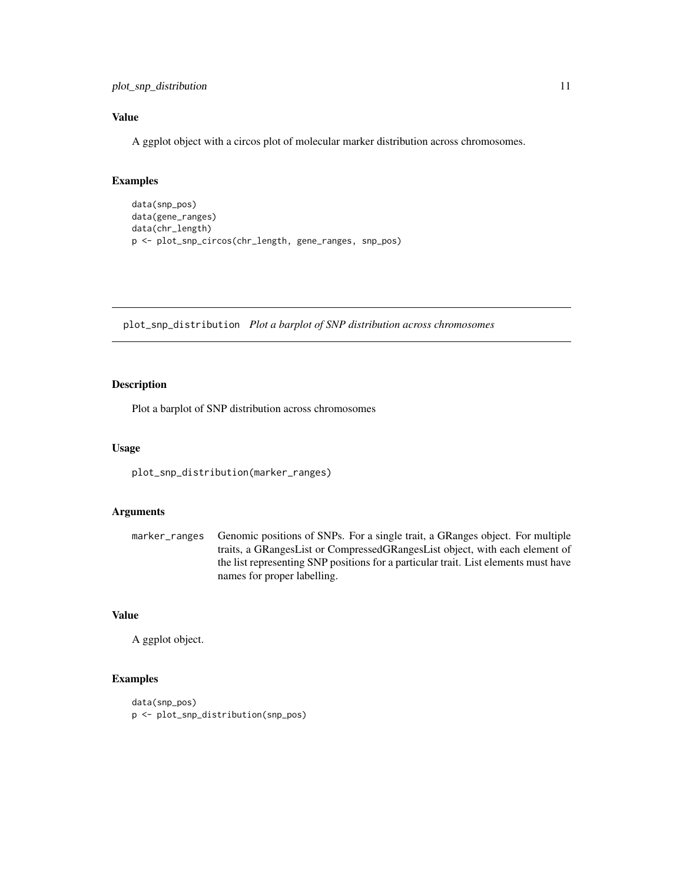## Value

A ggplot object with a circos plot of molecular marker distribution across chromosomes.

## Examples

```
data(snp_pos)
data(gene_ranges)
data(chr_length)
p <- plot_snp_circos(chr_length, gene_ranges, snp_pos)
```

---

# plot_snp_distribution *Plot a barplot of SNP distribution across chromosomes*

---

## Description

Plot a barplot of SNP distribution across chromosomes

## Usage

```
plot_snp_distribution(marker_ranges)
```

## Arguments

| | |
|---|---|
| marker_ranges | Genomic positions of SNPs. For a single trait, a GRanges object. For multiple traits, a GRangesList or CompressedGRangesList object, with each element of the list representing SNP positions for a particular trait. List elements must have names for proper labelling. |

## Value

A ggplot object.

## Examples

```
data(snp_pos)
p <- plot_snp_distribution(snp_pos)
```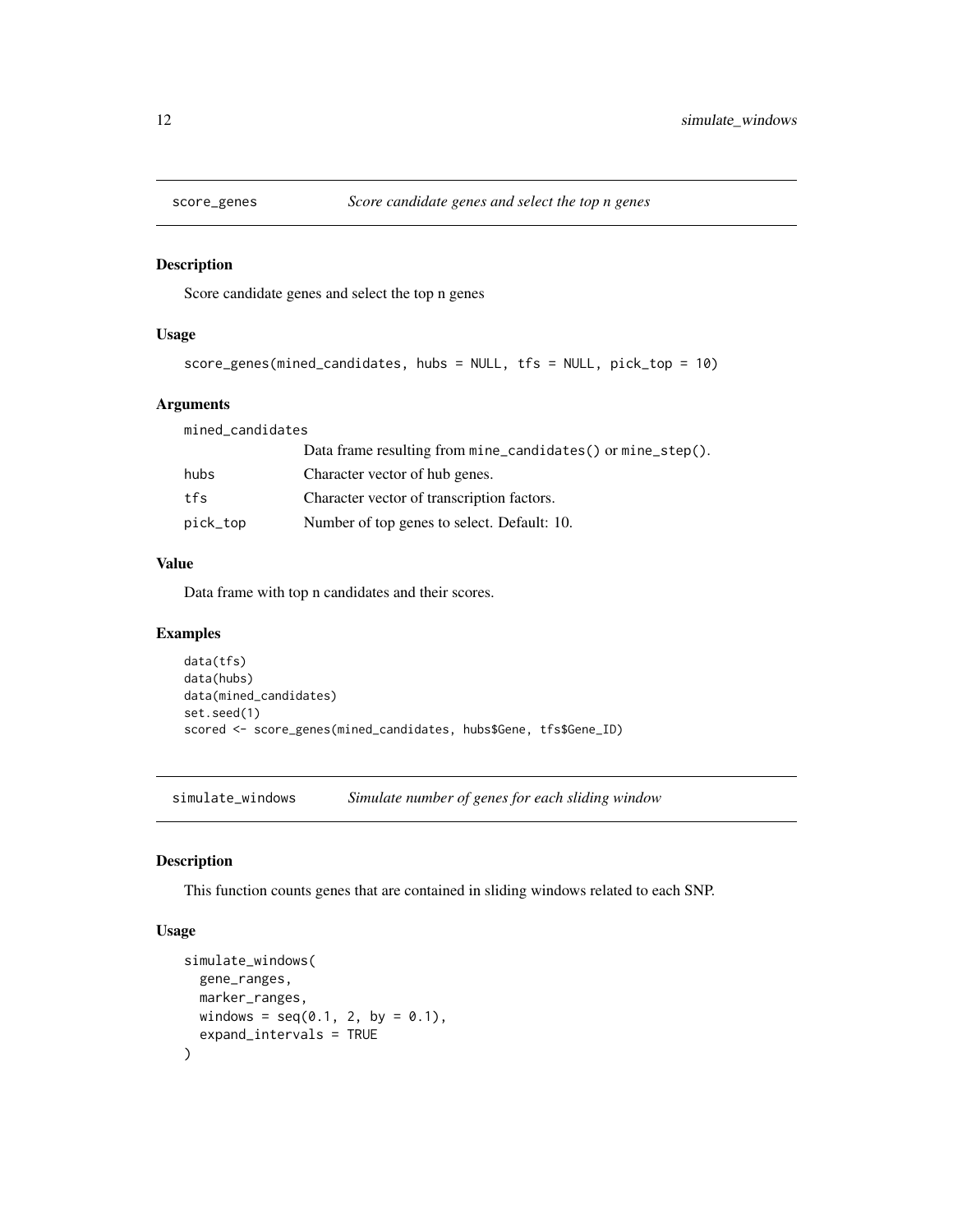## score_genes *Score candidate genes and select the top n genes*

### Description

Score candidate genes and select the top n genes

### Usage

```
score_genes(mined_candidates, hubs = NULL, tfs = NULL, pick_top = 10)
```

### Arguments

| | |
|---|---|
| mined_candidates | Data frame resulting from mine_candidates() or mine_step(). |
| hubs | Character vector of hub genes. |
| tfs | Character vector of transcription factors. |
| pick_top | Number of top genes to select. Default: 10. |

### Value

Data frame with top n candidates and their scores.

### Examples

```
data(tfs)
data(hubs)
data(mined_candidates)
set.seed(1)
scored <- score_genes(mined_candidates, hubs$Gene, tfs$Gene_ID)
```

## simulate_windows *Simulate number of genes for each sliding window*

### Description

This function counts genes that are contained in sliding windows related to each SNP.

### Usage

```
simulate_windows(
  gene_ranges,
  marker_ranges,
  windows = seq(0.1, 2, by = 0.1),
  expand_intervals = TRUE
)
```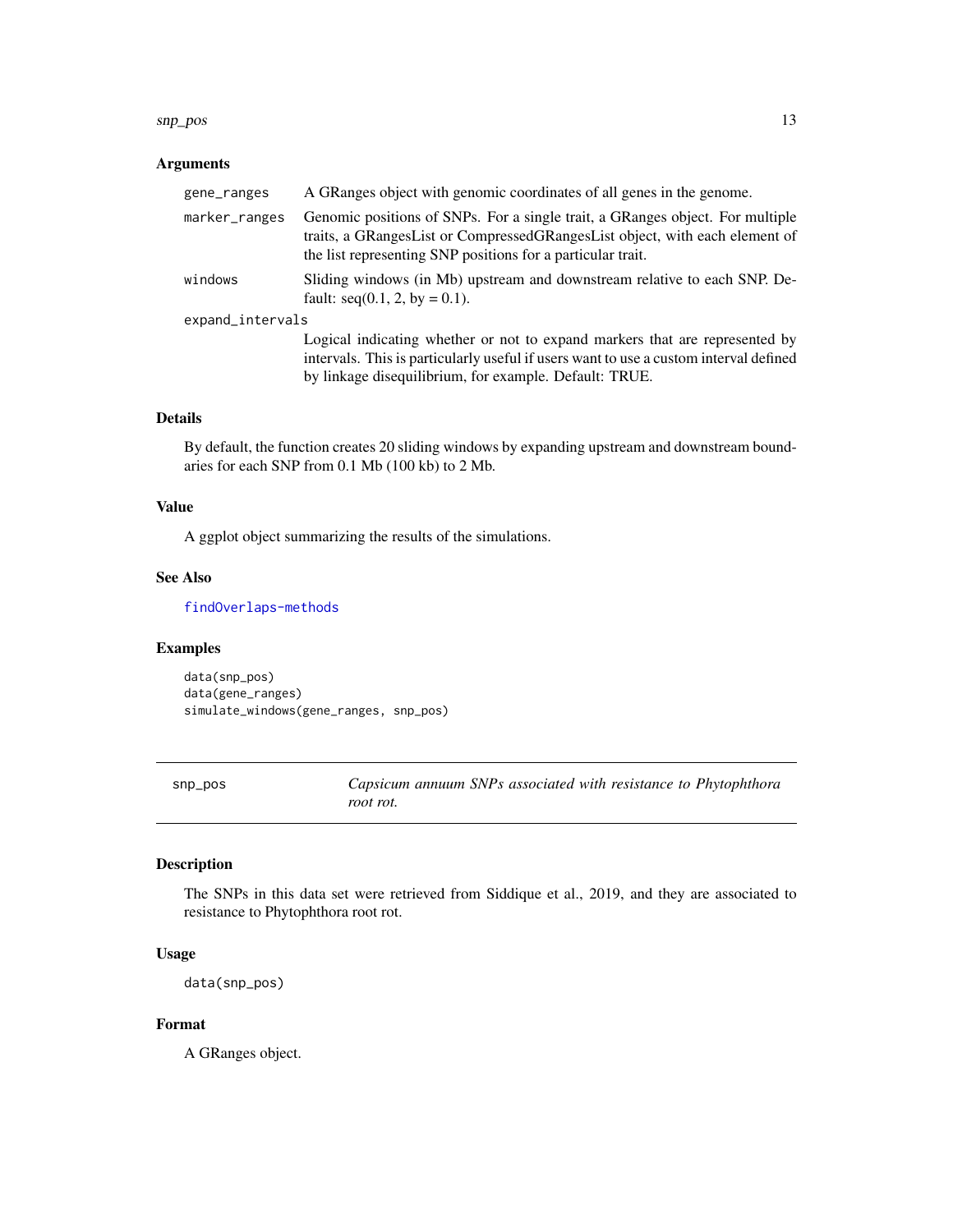### Arguments

| | |
|---|---|
| `gene_ranges` | A GRanges object with genomic coordinates of all genes in the genome. |
| `marker_ranges` | Genomic positions of SNPs. For a single trait, a GRanges object. For multiple traits, a GRangesList or CompressedGRangesList object, with each element of the list representing SNP positions for a particular trait. |
| `windows` | Sliding windows (in Mb) upstream and downstream relative to each SNP. Default: seq(0.1, 2, by = 0.1). |
| `expand_intervals` | Logical indicating whether or not to expand markers that are represented by intervals. This is particularly useful if users want to use a custom interval defined by linkage disequilibrium, for example. Default: TRUE. |

### Details

By default, the function creates 20 sliding windows by expanding upstream and downstream boundaries for each SNP from 0.1 Mb (100 kb) to 2 Mb.

### Value

A ggplot object summarizing the results of the simulations.

### See Also

findOverlaps-methods

### Examples

```
data(snp_pos)
data(gene_ranges)
simulate_windows(gene_ranges, snp_pos)
```

---

## snp_pos — *Capsicum annuum SNPs associated with resistance to Phytophthora root rot.*

---

### Description

The SNPs in this data set were retrieved from Siddique et al., 2019, and they are associated to resistance to Phytophthora root rot.

### Usage

```
data(snp_pos)
```

### Format

A GRanges object.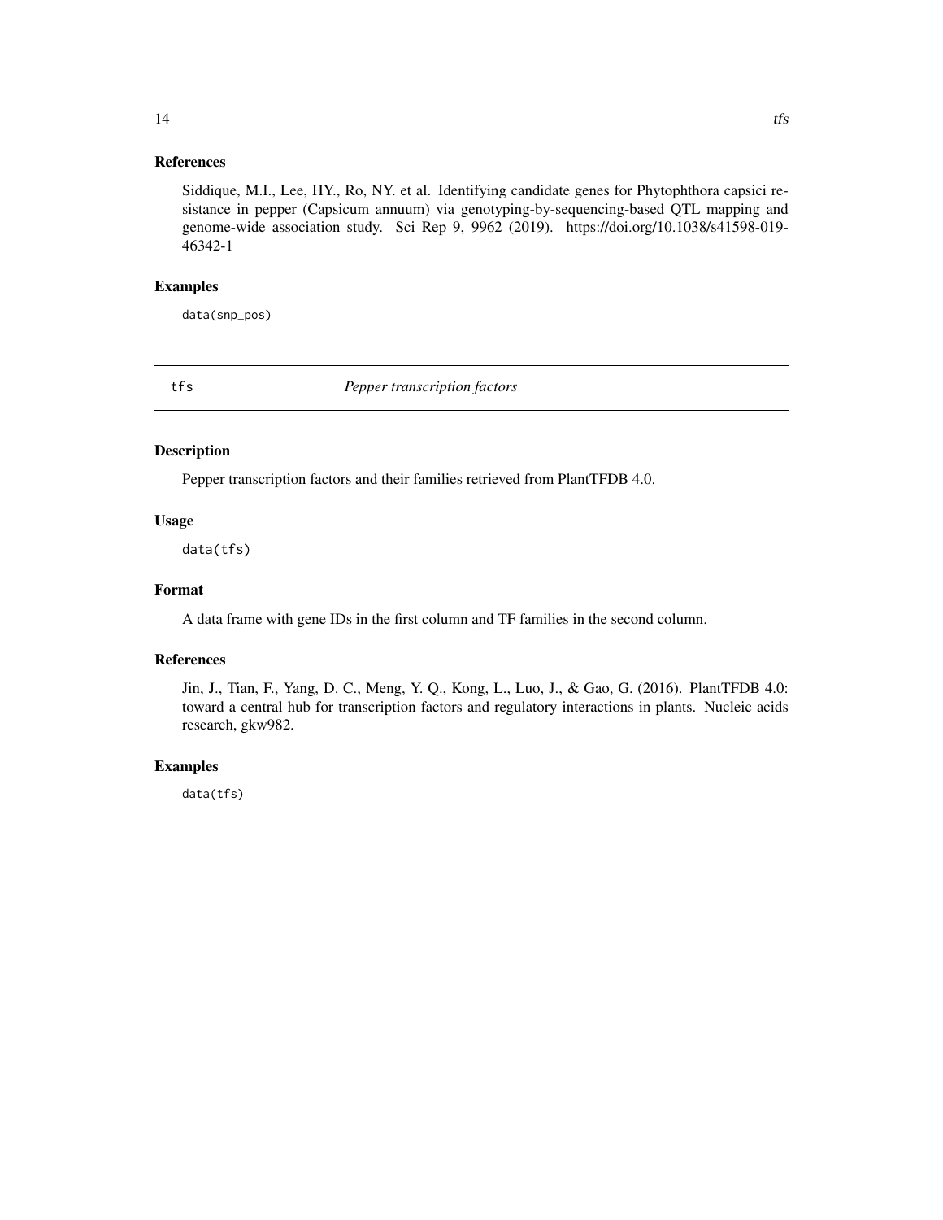## References

Siddique, M.I., Lee, HY., Ro, NY. et al. Identifying candidate genes for Phytophthora capsici resistance in pepper (Capsicum annuum) via genotyping-by-sequencing-based QTL mapping and genome-wide association study. Sci Rep 9, 9962 (2019). https://doi.org/10.1038/s41598-019-46342-1

## Examples

```
data(snp_pos)
```

---

# tfs — *Pepper transcription factors*

---

## Description

Pepper transcription factors and their families retrieved from PlantTFDB 4.0.

## Usage

```
data(tfs)
```

## Format

A data frame with gene IDs in the first column and TF families in the second column.

## References

Jin, J., Tian, F., Yang, D. C., Meng, Y. Q., Kong, L., Luo, J., & Gao, G. (2016). PlantTFDB 4.0: toward a central hub for transcription factors and regulatory interactions in plants. Nucleic acids research, gkw982.

## Examples

```
data(tfs)
```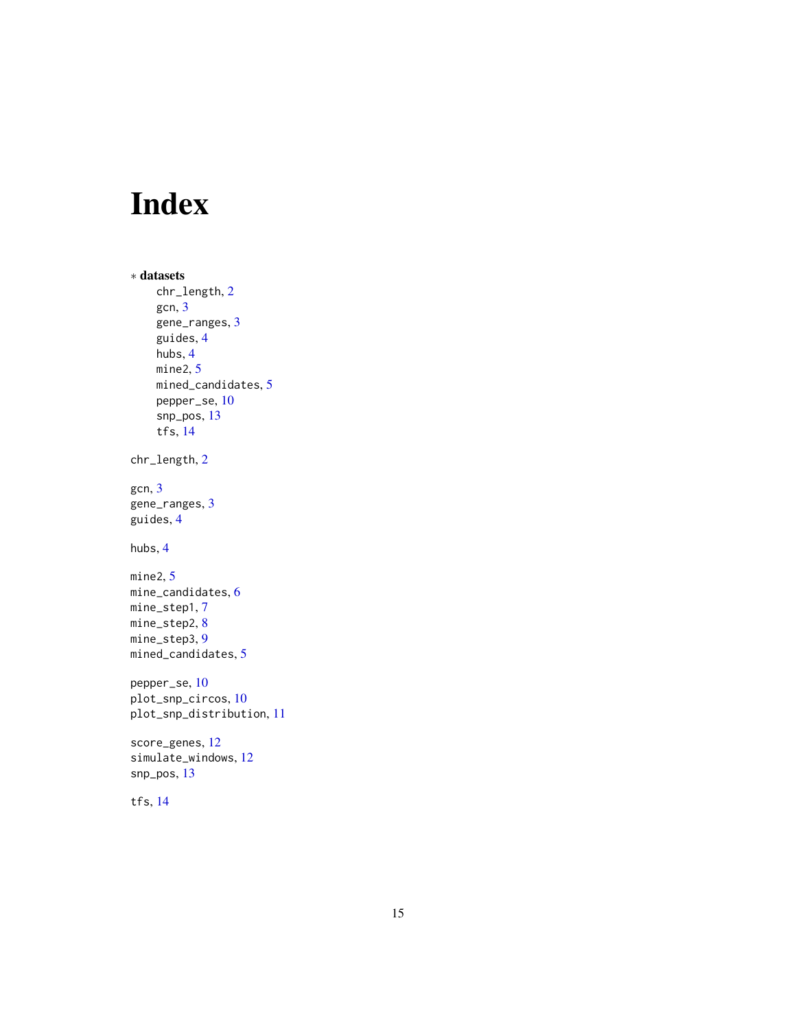# Index

∗ **datasets**

- chr_length, 2
- gcn, 3
- gene_ranges, 3
- guides, 4
- hubs, 4
- mine2, 5
- mined_candidates, 5
- pepper_se, 10
- snp_pos, 13
- tfs, 14

chr_length, 2

gcn, 3
gene_ranges, 3
guides, 4

hubs, 4

mine2, 5
mine_candidates, 6
mine_step1, 7
mine_step2, 8
mine_step3, 9
mined_candidates, 5

pepper_se, 10
plot_snp_circos, 10
plot_snp_distribution, 11

score_genes, 12
simulate_windows, 12
snp_pos, 13

tfs, 14